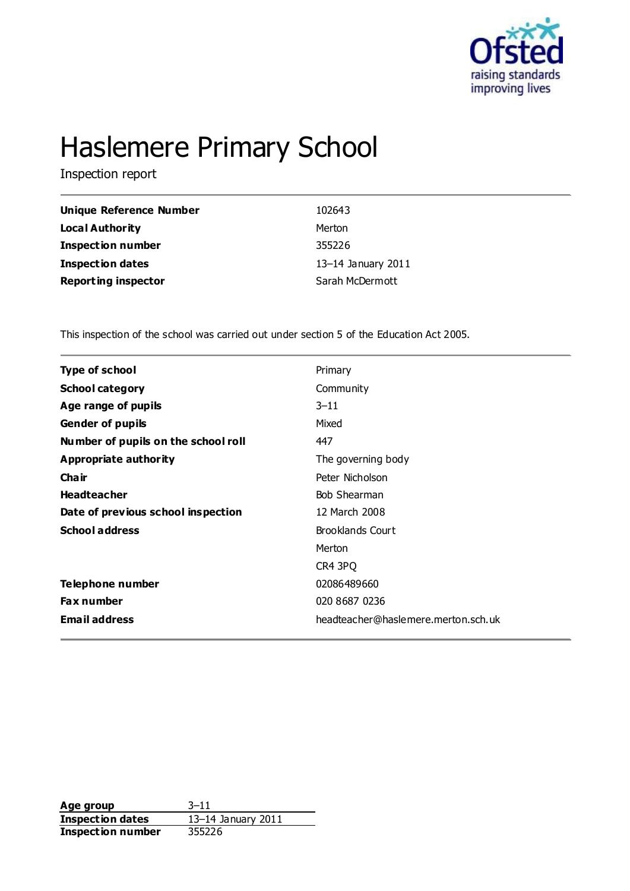# Haslemere Primary School

Inspection report

| | |
|---|---|
| **Unique Reference Number** | 102643 |
| **Local Authority** | Merton |
| **Inspection number** | 355226 |
| **Inspection dates** | 13–14 January 2011 |
| **Reporting inspector** | Sarah McDermott |

This inspection of the school was carried out under section 5 of the Education Act 2005.

| | |
|---|---|
| **Type of school** | Primary |
| **School category** | Community |
| **Age range of pupils** | 3–11 |
| **Gender of pupils** | Mixed |
| **Number of pupils on the school roll** | 447 |
| **Appropriate authority** | The governing body |
| **Chair** | Peter Nicholson |
| **Headteacher** | Bob Shearman |
| **Date of previous school inspection** | 12 March 2008 |
| **School address** | Brooklands Court<br>Merton<br>CR4 3PQ |
| **Telephone number** | 02086489660 |
| **Fax number** | 020 8687 0236 |
| **Email address** | headteacher@haslemere.merton.sch.uk |

| | |
|---|---|
| **Age group** | 3–11 |
| **Inspection dates** | 13–14 January 2011 |
| **Inspection number** | 355226 |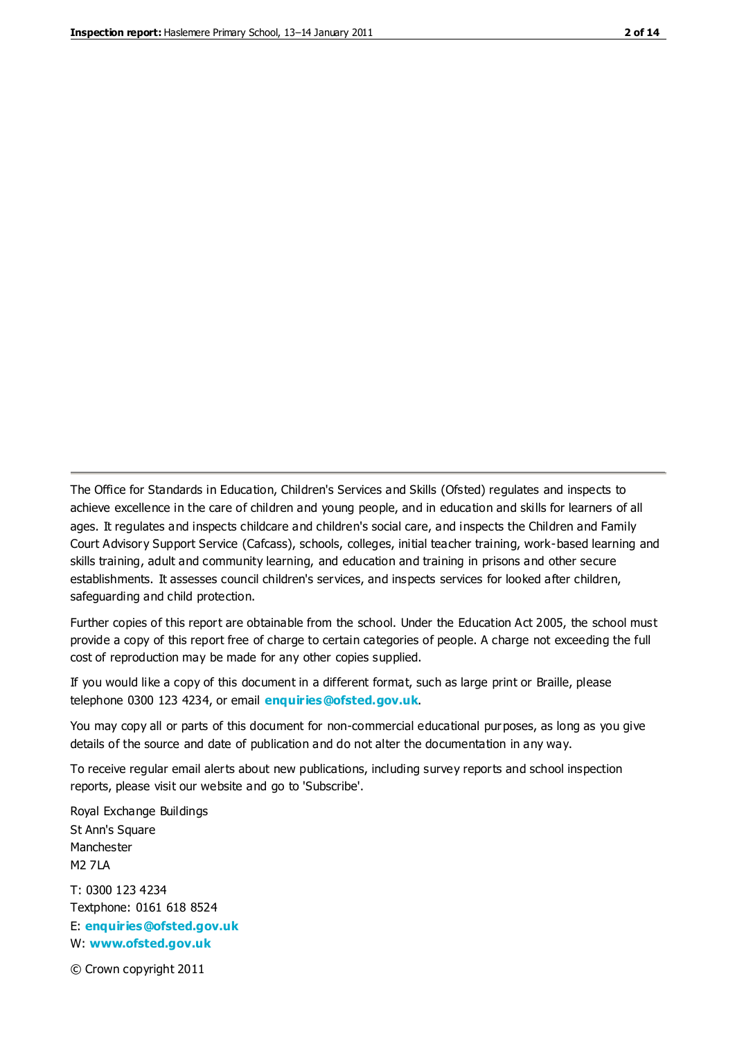The Office for Standards in Education, Children's Services and Skills (Ofsted) regulates and inspects to achieve excellence in the care of children and young people, and in education and skills for learners of all ages. It regulates and inspects childcare and children's social care, and inspects the Children and Family Court Advisory Support Service (Cafcass), schools, colleges, initial teacher training, work-based learning and skills training, adult and community learning, and education and training in prisons and other secure establishments. It assesses council children's services, and inspects services for looked after children, safeguarding and child protection.

Further copies of this report are obtainable from the school. Under the Education Act 2005, the school must provide a copy of this report free of charge to certain categories of people. A charge not exceeding the full cost of reproduction may be made for any other copies supplied.

If you would like a copy of this document in a different format, such as large print or Braille, please telephone 0300 123 4234, or email **enquiries@ofsted.gov.uk**.

You may copy all or parts of this document for non-commercial educational purposes, as long as you give details of the source and date of publication and do not alter the documentation in any way.

To receive regular email alerts about new publications, including survey reports and school inspection reports, please visit our website and go to 'Subscribe'.

Royal Exchange Buildings
St Ann's Square
Manchester
M2 7LA

T: 0300 123 4234
Textphone: 0161 618 8524
E: **enquiries@ofsted.gov.uk**
W: **www.ofsted.gov.uk**

© Crown copyright 2011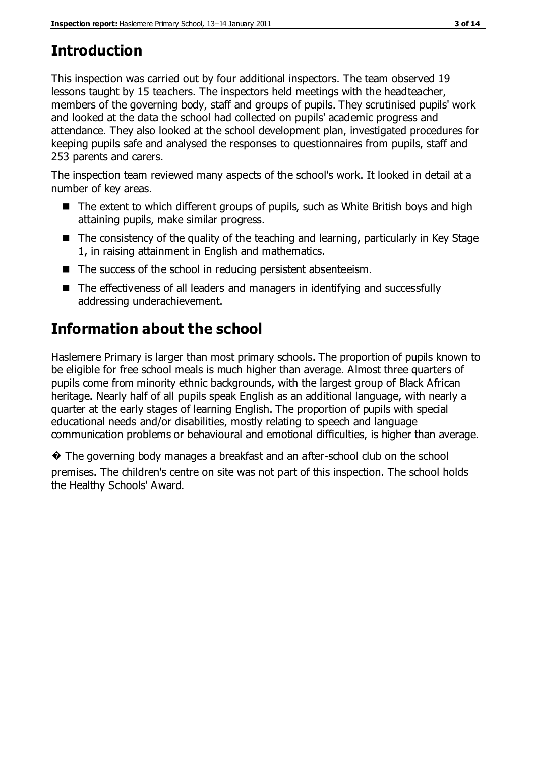# Introduction

This inspection was carried out by four additional inspectors. The team observed 19 lessons taught by 15 teachers. The inspectors held meetings with the headteacher, members of the governing body, staff and groups of pupils. They scrutinised pupils' work and looked at the data the school had collected on pupils' academic progress and attendance. They also looked at the school development plan, investigated procedures for keeping pupils safe and analysed the responses to questionnaires from pupils, staff and 253 parents and carers.

The inspection team reviewed many aspects of the school's work. It looked in detail at a number of key areas.

- The extent to which different groups of pupils, such as White British boys and high attaining pupils, make similar progress.
- The consistency of the quality of the teaching and learning, particularly in Key Stage 1, in raising attainment in English and mathematics.
- The success of the school in reducing persistent absenteeism.
- The effectiveness of all leaders and managers in identifying and successfully addressing underachievement.

# Information about the school

Haslemere Primary is larger than most primary schools. The proportion of pupils known to be eligible for free school meals is much higher than average. Almost three quarters of pupils come from minority ethnic backgrounds, with the largest group of Black African heritage. Nearly half of all pupils speak English as an additional language, with nearly a quarter at the early stages of learning English. The proportion of pupils with special educational needs and/or disabilities, mostly relating to speech and language communication problems or behavioural and emotional difficulties, is higher than average.

� The governing body manages a breakfast and an after-school club on the school premises. The children's centre on site was not part of this inspection. The school holds the Healthy Schools' Award.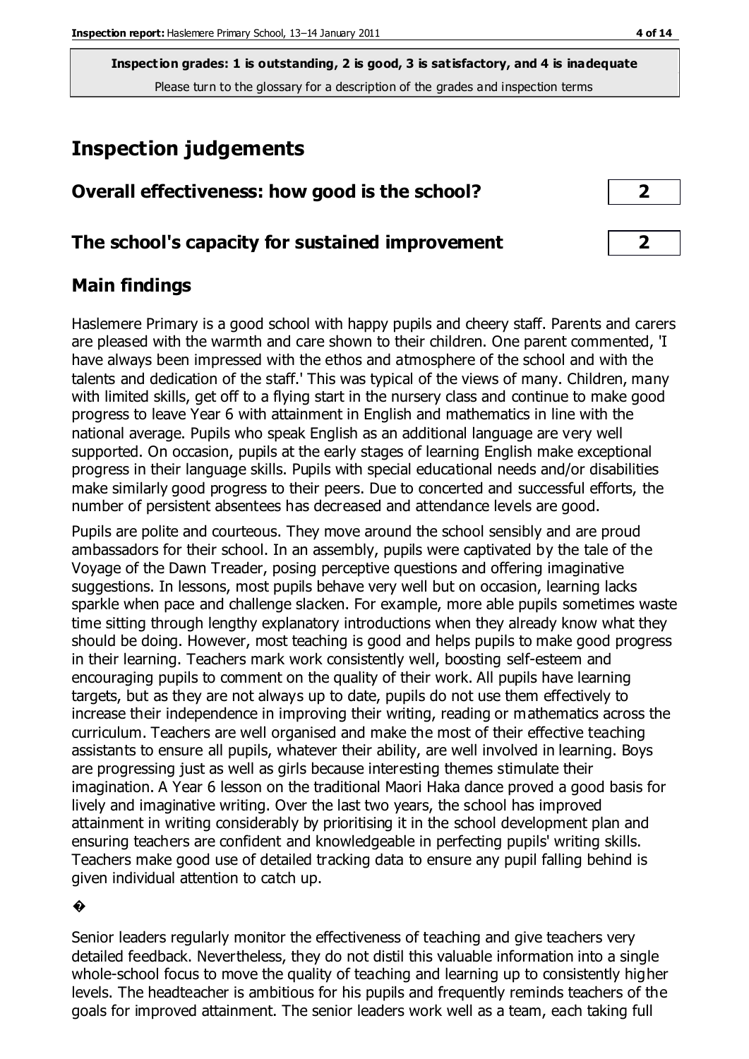Inspection grades: 1 is outstanding, 2 is good, 3 is satisfactory, and 4 is inadequate

Please turn to the glossary for a description of the grades and inspection terms

## Inspection judgements

| Overall effectiveness: how good is the school? | 2 |
|---|---|
| The school's capacity for sustained improvement | 2 |

## Main findings

Haslemere Primary is a good school with happy pupils and cheery staff. Parents and carers are pleased with the warmth and care shown to their children. One parent commented, 'I have always been impressed with the ethos and atmosphere of the school and with the talents and dedication of the staff.' This was typical of the views of many. Children, many with limited skills, get off to a flying start in the nursery class and continue to make good progress to leave Year 6 with attainment in English and mathematics in line with the national average. Pupils who speak English as an additional language are very well supported. On occasion, pupils at the early stages of learning English make exceptional progress in their language skills. Pupils with special educational needs and/or disabilities make similarly good progress to their peers. Due to concerted and successful efforts, the number of persistent absentees has decreased and attendance levels are good.

Pupils are polite and courteous. They move around the school sensibly and are proud ambassadors for their school. In an assembly, pupils were captivated by the tale of the Voyage of the Dawn Treader, posing perceptive questions and offering imaginative suggestions. In lessons, most pupils behave very well but on occasion, learning lacks sparkle when pace and challenge slacken. For example, more able pupils sometimes waste time sitting through lengthy explanatory introductions when they already know what they should be doing. However, most teaching is good and helps pupils to make good progress in their learning. Teachers mark work consistently well, boosting self-esteem and encouraging pupils to comment on the quality of their work. All pupils have learning targets, but as they are not always up to date, pupils do not use them effectively to increase their independence in improving their writing, reading or mathematics across the curriculum. Teachers are well organised and make the most of their effective teaching assistants to ensure all pupils, whatever their ability, are well involved in learning. Boys are progressing just as well as girls because interesting themes stimulate their imagination. A Year 6 lesson on the traditional Maori Haka dance proved a good basis for lively and imaginative writing. Over the last two years, the school has improved attainment in writing considerably by prioritising it in the school development plan and ensuring teachers are confident and knowledgeable in perfecting pupils' writing skills. Teachers make good use of detailed tracking data to ensure any pupil falling behind is given individual attention to catch up.

�

Senior leaders regularly monitor the effectiveness of teaching and give teachers very detailed feedback. Nevertheless, they do not distil this valuable information into a single whole-school focus to move the quality of teaching and learning up to consistently higher levels. The headteacher is ambitious for his pupils and frequently reminds teachers of the goals for improved attainment. The senior leaders work well as a team, each taking full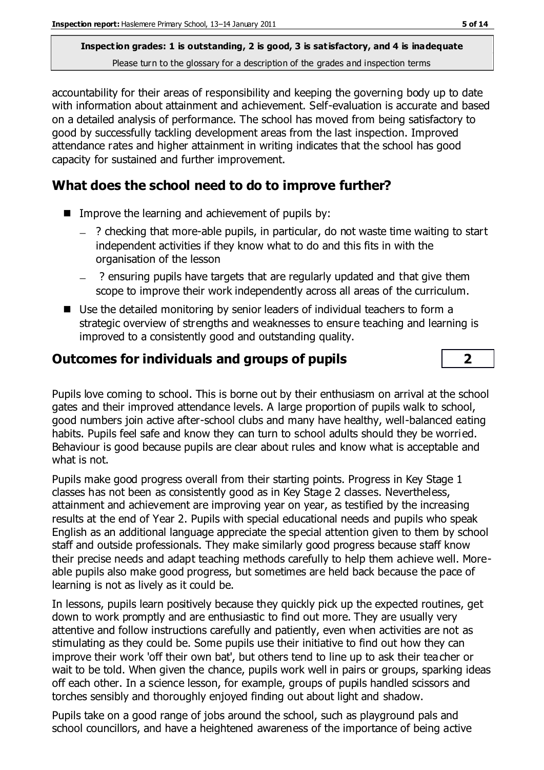accountability for their areas of responsibility and keeping the governing body up to date with information about attainment and achievement. Self-evaluation is accurate and based on a detailed analysis of performance. The school has moved from being satisfactory to good by successfully tackling development areas from the last inspection. Improved attendance rates and higher attainment in writing indicates that the school has good capacity for sustained and further improvement.

## What does the school need to do to improve further?

- Improve the learning and achievement of pupils by:
  - ? checking that more-able pupils, in particular, do not waste time waiting to start independent activities if they know what to do and this fits in with the organisation of the lesson
  - ? ensuring pupils have targets that are regularly updated and that give them scope to improve their work independently across all areas of the curriculum.
- Use the detailed monitoring by senior leaders of individual teachers to form a strategic overview of strengths and weaknesses to ensure teaching and learning is improved to a consistently good and outstanding quality.

## Outcomes for individuals and groups of pupils — 2

Pupils love coming to school. This is borne out by their enthusiasm on arrival at the school gates and their improved attendance levels. A large proportion of pupils walk to school, good numbers join active after-school clubs and many have healthy, well-balanced eating habits. Pupils feel safe and know they can turn to school adults should they be worried. Behaviour is good because pupils are clear about rules and know what is acceptable and what is not.

Pupils make good progress overall from their starting points. Progress in Key Stage 1 classes has not been as consistently good as in Key Stage 2 classes. Nevertheless, attainment and achievement are improving year on year, as testified by the increasing results at the end of Year 2. Pupils with special educational needs and pupils who speak English as an additional language appreciate the special attention given to them by school staff and outside professionals. They make similarly good progress because staff know their precise needs and adapt teaching methods carefully to help them achieve well. More-able pupils also make good progress, but sometimes are held back because the pace of learning is not as lively as it could be.

In lessons, pupils learn positively because they quickly pick up the expected routines, get down to work promptly and are enthusiastic to find out more. They are usually very attentive and follow instructions carefully and patiently, even when activities are not as stimulating as they could be. Some pupils use their initiative to find out how they can improve their work 'off their own bat', but others tend to line up to ask their teacher or wait to be told. When given the chance, pupils work well in pairs or groups, sparking ideas off each other. In a science lesson, for example, groups of pupils handled scissors and torches sensibly and thoroughly enjoyed finding out about light and shadow.

Pupils take on a good range of jobs around the school, such as playground pals and school councillors, and have a heightened awareness of the importance of being active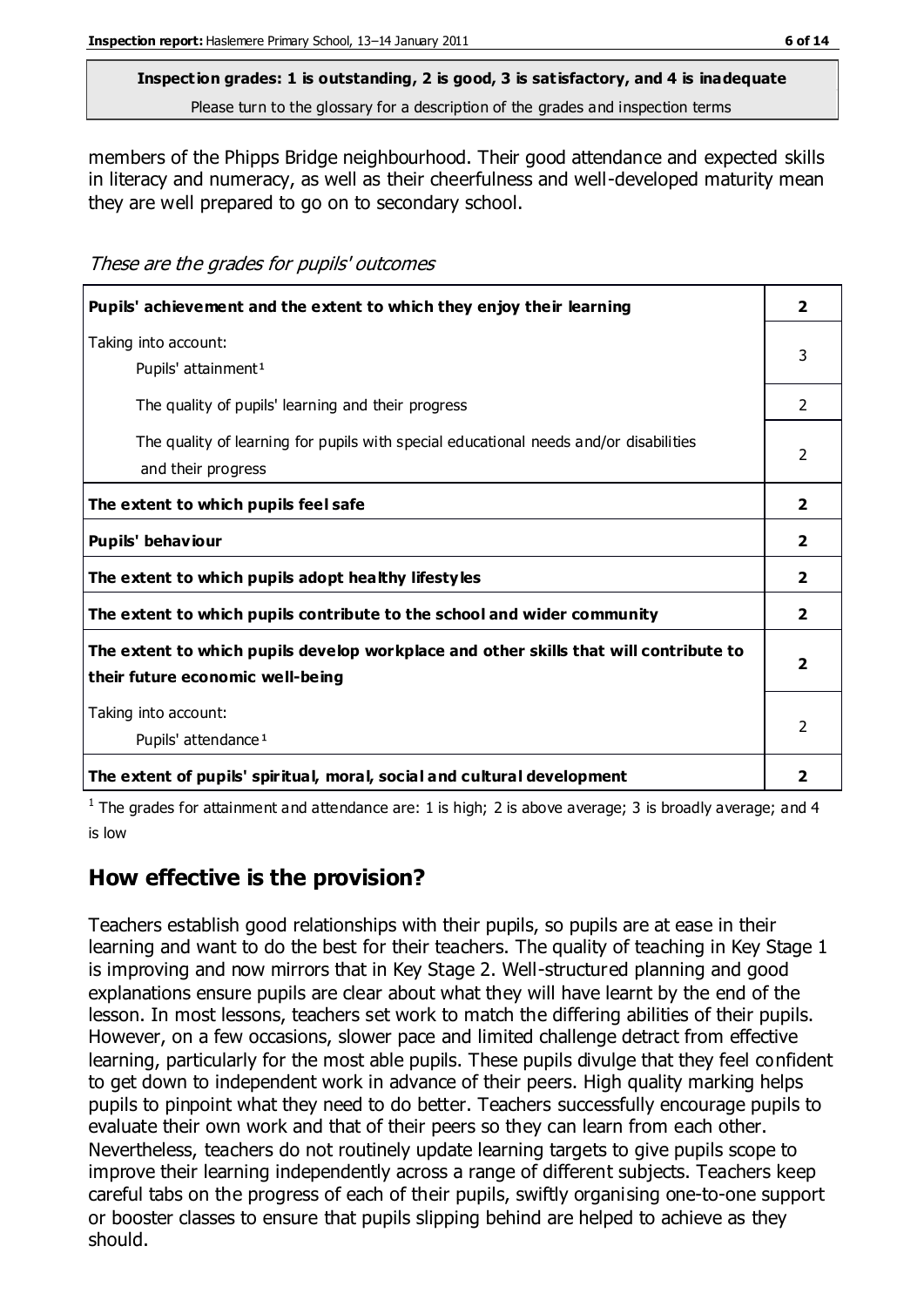**Inspection grades: 1 is outstanding, 2 is good, 3 is satisfactory, and 4 is inadequate**
Please turn to the glossary for a description of the grades and inspection terms

members of the Phipps Bridge neighbourhood. Their good attendance and expected skills in literacy and numeracy, as well as their cheerfulness and well-developed maturity mean they are well prepared to go on to secondary school.

*These are the grades for pupils' outcomes*

| | |
|---|---|
| **Pupils' achievement and the extent to which they enjoy their learning** | **2** |
| Taking into account: Pupils' attainment [1] | 3 |
| The quality of pupils' learning and their progress | 2 |
| The quality of learning for pupils with special educational needs and/or disabilities and their progress | 2 |
| **The extent to which pupils feel safe** | **2** |
| **Pupils' behaviour** | **2** |
| **The extent to which pupils adopt healthy lifestyles** | **2** |
| **The extent to which pupils contribute to the school and wider community** | **2** |
| **The extent to which pupils develop workplace and other skills that will contribute to their future economic well-being** | **2** |
| Taking into account: Pupils' attendance [1] | 2 |
| **The extent of pupils' spiritual, moral, social and cultural development** | **2** |

[1] The grades for attainment and attendance are: 1 is high; 2 is above average; 3 is broadly average; and 4 is low

## How effective is the provision?

Teachers establish good relationships with their pupils, so pupils are at ease in their learning and want to do the best for their teachers. The quality of teaching in Key Stage 1 is improving and now mirrors that in Key Stage 2. Well-structured planning and good explanations ensure pupils are clear about what they will have learnt by the end of the lesson. In most lessons, teachers set work to match the differing abilities of their pupils. However, on a few occasions, slower pace and limited challenge detract from effective learning, particularly for the most able pupils. These pupils divulge that they feel confident to get down to independent work in advance of their peers. High quality marking helps pupils to pinpoint what they need to do better. Teachers successfully encourage pupils to evaluate their own work and that of their peers so they can learn from each other. Nevertheless, teachers do not routinely update learning targets to give pupils scope to improve their learning independently across a range of different subjects. Teachers keep careful tabs on the progress of each of their pupils, swiftly organising one-to-one support or booster classes to ensure that pupils slipping behind are helped to achieve as they should.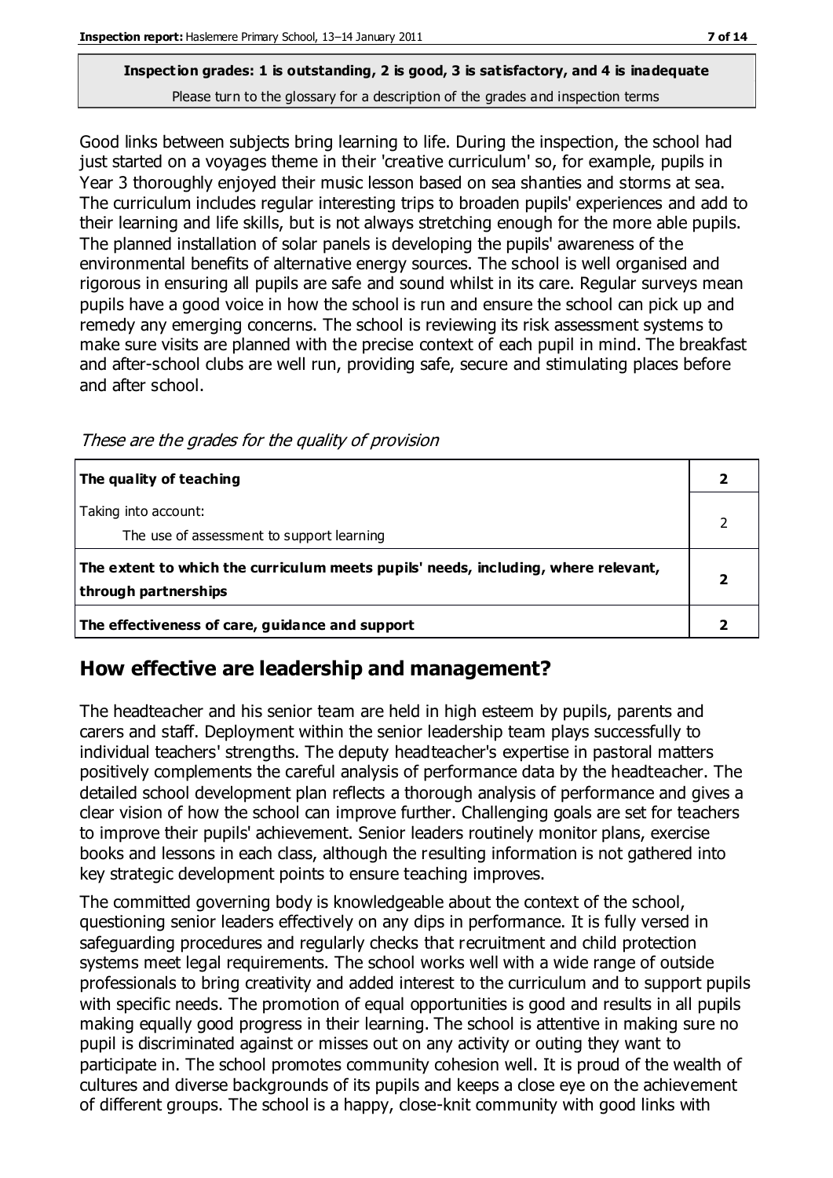Good links between subjects bring learning to life. During the inspection, the school had just started on a voyages theme in their 'creative curriculum' so, for example, pupils in Year 3 thoroughly enjoyed their music lesson based on sea shanties and storms at sea. The curriculum includes regular interesting trips to broaden pupils' experiences and add to their learning and life skills, but is not always stretching enough for the more able pupils. The planned installation of solar panels is developing the pupils' awareness of the environmental benefits of alternative energy sources. The school is well organised and rigorous in ensuring all pupils are safe and sound whilst in its care. Regular surveys mean pupils have a good voice in how the school is run and ensure the school can pick up and remedy any emerging concerns. The school is reviewing its risk assessment systems to make sure visits are planned with the precise context of each pupil in mind. The breakfast and after-school clubs are well run, providing safe, secure and stimulating places before and after school.

*These are the grades for the quality of provision*

| | |
|---|---|
| **The quality of teaching** | **2** |
| Taking into account: The use of assessment to support learning | 2 |
| **The extent to which the curriculum meets pupils' needs, including, where relevant, through partnerships** | **2** |
| **The effectiveness of care, guidance and support** | **2** |

## How effective are leadership and management?

The headteacher and his senior team are held in high esteem by pupils, parents and carers and staff. Deployment within the senior leadership team plays successfully to individual teachers' strengths. The deputy headteacher's expertise in pastoral matters positively complements the careful analysis of performance data by the headteacher. The detailed school development plan reflects a thorough analysis of performance and gives a clear vision of how the school can improve further. Challenging goals are set for teachers to improve their pupils' achievement. Senior leaders routinely monitor plans, exercise books and lessons in each class, although the resulting information is not gathered into key strategic development points to ensure teaching improves.

The committed governing body is knowledgeable about the context of the school, questioning senior leaders effectively on any dips in performance. It is fully versed in safeguarding procedures and regularly checks that recruitment and child protection systems meet legal requirements. The school works well with a wide range of outside professionals to bring creativity and added interest to the curriculum and to support pupils with specific needs. The promotion of equal opportunities is good and results in all pupils making equally good progress in their learning. The school is attentive in making sure no pupil is discriminated against or misses out on any activity or outing they want to participate in. The school promotes community cohesion well. It is proud of the wealth of cultures and diverse backgrounds of its pupils and keeps a close eye on the achievement of different groups. The school is a happy, close-knit community with good links with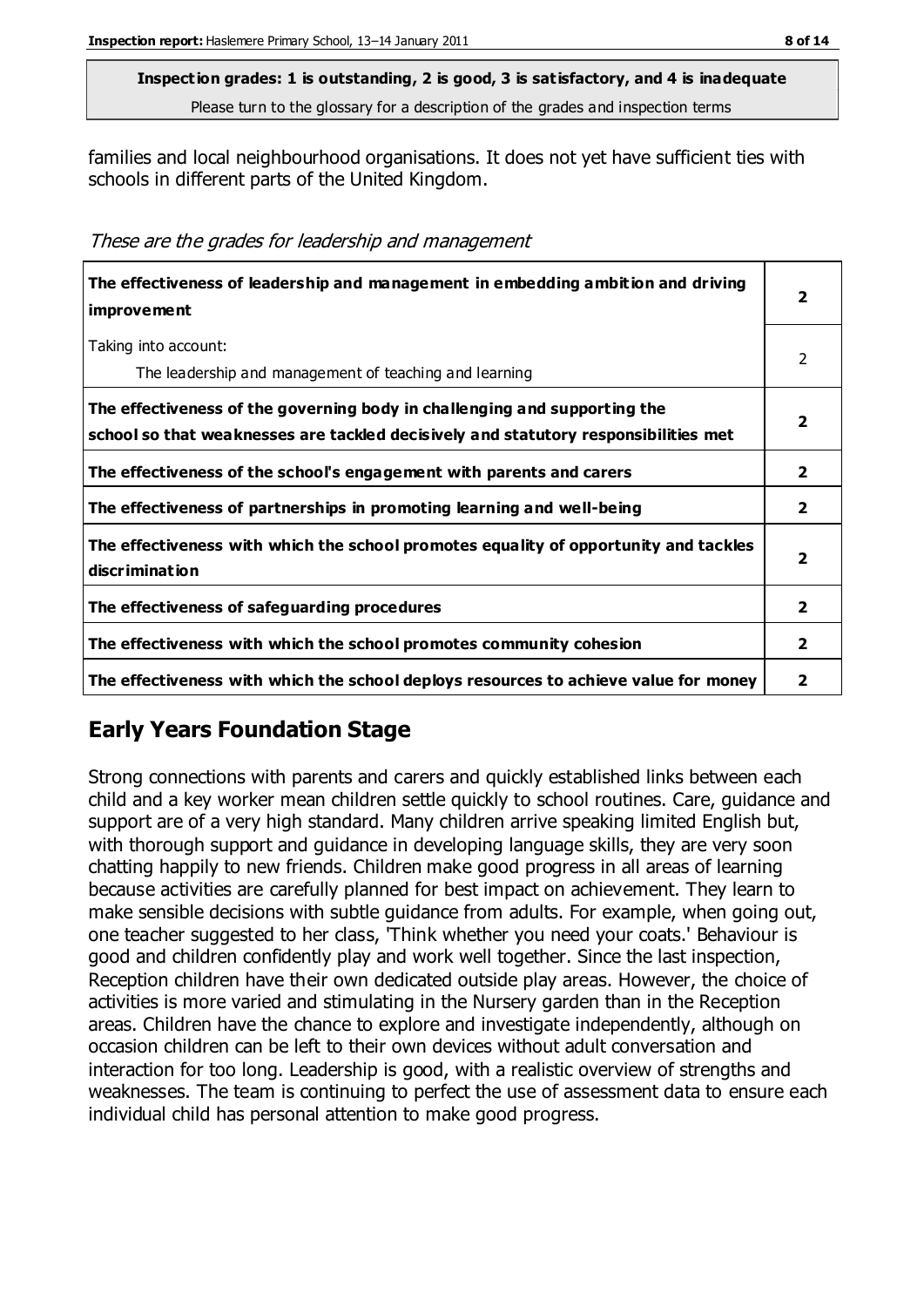**Inspection grades: 1 is outstanding, 2 is good, 3 is satisfactory, and 4 is inadequate**
Please turn to the glossary for a description of the grades and inspection terms

families and local neighbourhood organisations. It does not yet have sufficient ties with schools in different parts of the United Kingdom.

*These are the grades for leadership and management*

| | |
|---|---|
| **The effectiveness of leadership and management in embedding ambition and driving improvement** | **2** |
| Taking into account: The leadership and management of teaching and learning | 2 |
| **The effectiveness of the governing body in challenging and supporting the school so that weaknesses are tackled decisively and statutory responsibilities met** | **2** |
| **The effectiveness of the school's engagement with parents and carers** | **2** |
| **The effectiveness of partnerships in promoting learning and well-being** | **2** |
| **The effectiveness with which the school promotes equality of opportunity and tackles discrimination** | **2** |
| **The effectiveness of safeguarding procedures** | **2** |
| **The effectiveness with which the school promotes community cohesion** | **2** |
| **The effectiveness with which the school deploys resources to achieve value for money** | **2** |

## Early Years Foundation Stage

Strong connections with parents and carers and quickly established links between each child and a key worker mean children settle quickly to school routines. Care, guidance and support are of a very high standard. Many children arrive speaking limited English but, with thorough support and guidance in developing language skills, they are very soon chatting happily to new friends. Children make good progress in all areas of learning because activities are carefully planned for best impact on achievement. They learn to make sensible decisions with subtle guidance from adults. For example, when going out, one teacher suggested to her class, 'Think whether you need your coats.' Behaviour is good and children confidently play and work well together. Since the last inspection, Reception children have their own dedicated outside play areas. However, the choice of activities is more varied and stimulating in the Nursery garden than in the Reception areas. Children have the chance to explore and investigate independently, although on occasion children can be left to their own devices without adult conversation and interaction for too long. Leadership is good, with a realistic overview of strengths and weaknesses. The team is continuing to perfect the use of assessment data to ensure each individual child has personal attention to make good progress.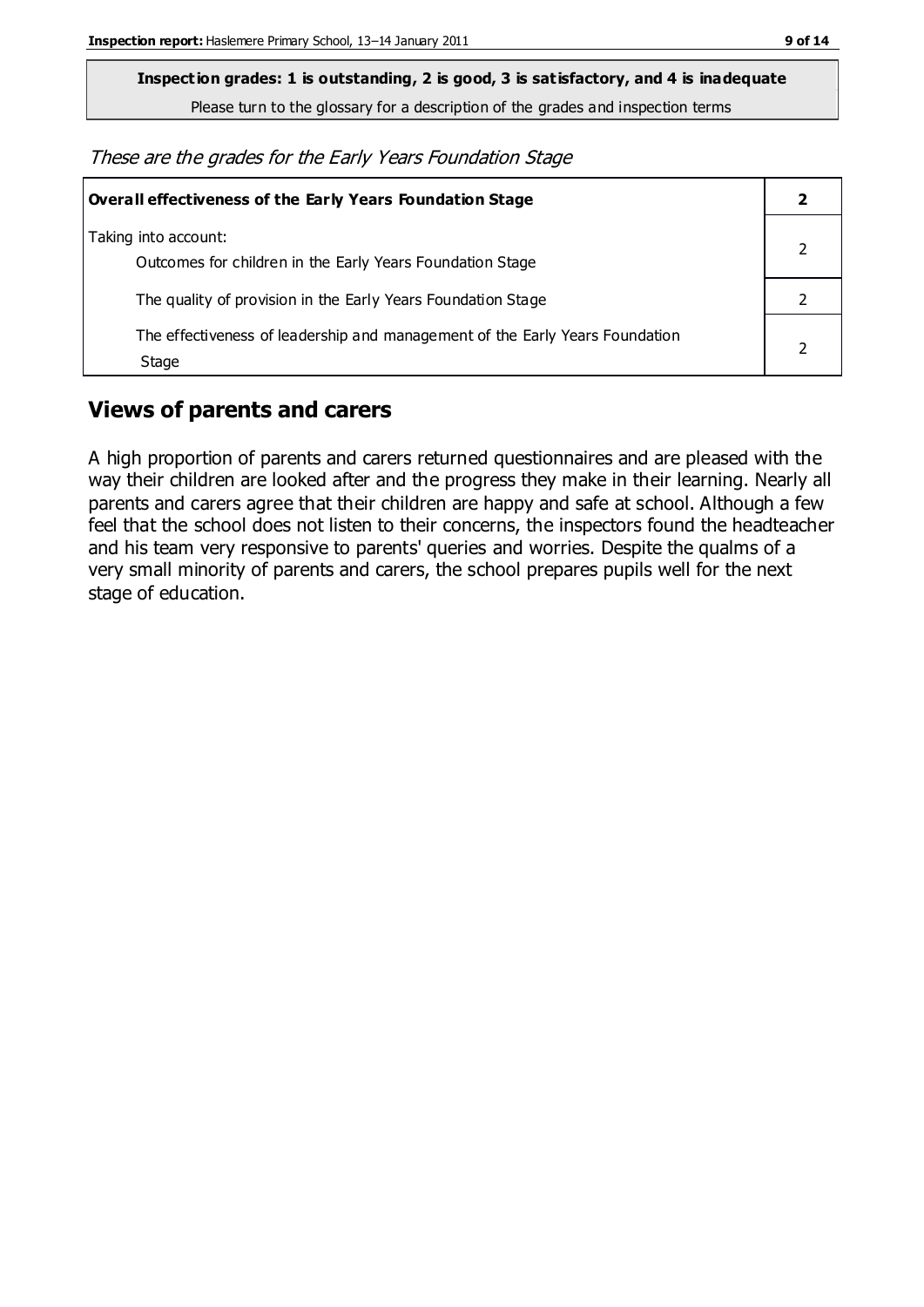**Inspection grades: 1 is outstanding, 2 is good, 3 is satisfactory, and 4 is inadequate**

Please turn to the glossary for a description of the grades and inspection terms

*These are the grades for the Early Years Foundation Stage*

| **Overall effectiveness of the Early Years Foundation Stage** | **2** |
|---|---|
| Taking into account:<br>Outcomes for children in the Early Years Foundation Stage | 2 |
| The quality of provision in the Early Years Foundation Stage | 2 |
| The effectiveness of leadership and management of the Early Years Foundation Stage | 2 |

## Views of parents and carers

A high proportion of parents and carers returned questionnaires and are pleased with the way their children are looked after and the progress they make in their learning. Nearly all parents and carers agree that their children are happy and safe at school. Although a few feel that the school does not listen to their concerns, the inspectors found the headteacher and his team very responsive to parents' queries and worries. Despite the qualms of a very small minority of parents and carers, the school prepares pupils well for the next stage of education.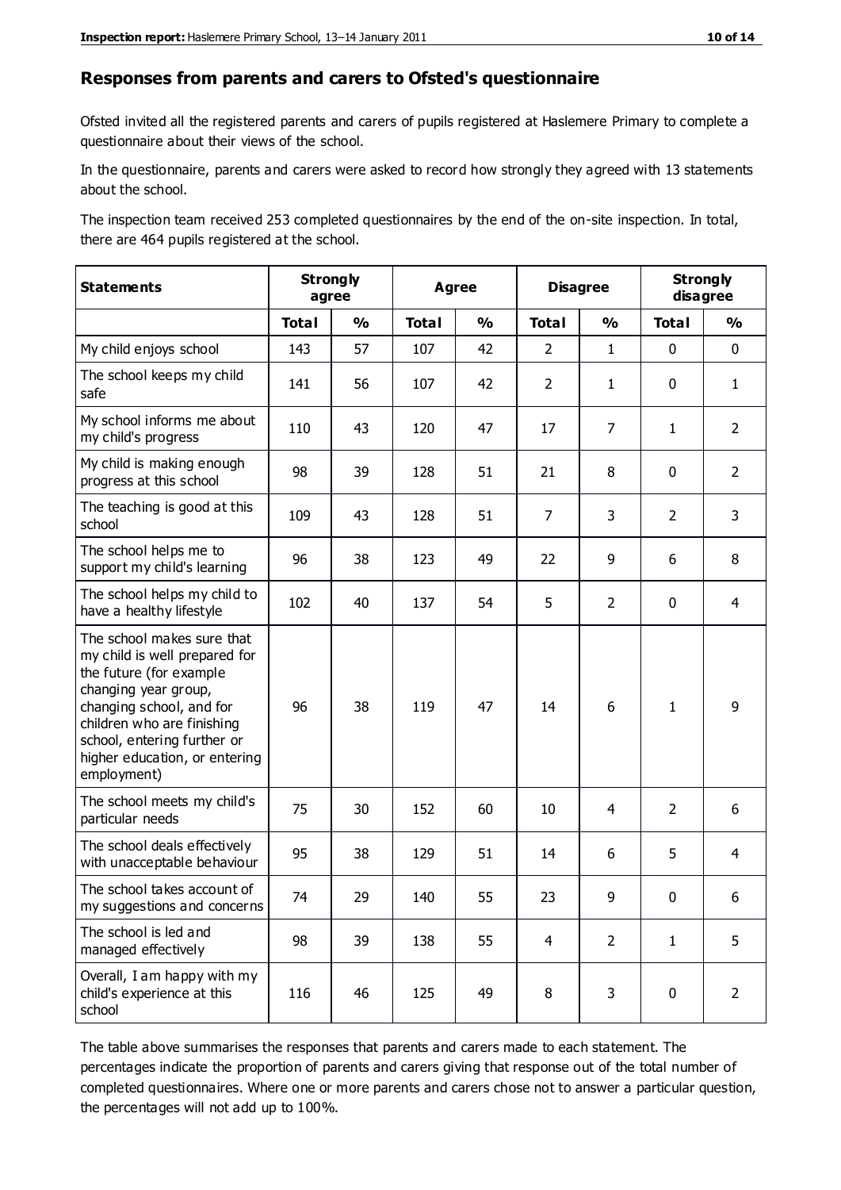## Responses from parents and carers to Ofsted's questionnaire

Ofsted invited all the registered parents and carers of pupils registered at Haslemere Primary to complete a questionnaire about their views of the school.

In the questionnaire, parents and carers were asked to record how strongly they agreed with 13 statements about the school.

The inspection team received 253 completed questionnaires by the end of the on-site inspection. In total, there are 464 pupils registered at the school.

| Statements | Strongly agree | | Agree | | Disagree | | Strongly disagree | |
|---|---|---|---|---|---|---|---|---|
| | Total | % | Total | % | Total | % | Total | % |
| My child enjoys school | 143 | 57 | 107 | 42 | 2 | 1 | 0 | 0 |
| The school keeps my child safe | 141 | 56 | 107 | 42 | 2 | 1 | 0 | 1 |
| My school informs me about my child's progress | 110 | 43 | 120 | 47 | 17 | 7 | 1 | 2 |
| My child is making enough progress at this school | 98 | 39 | 128 | 51 | 21 | 8 | 0 | 2 |
| The teaching is good at this school | 109 | 43 | 128 | 51 | 7 | 3 | 2 | 3 |
| The school helps me to support my child's learning | 96 | 38 | 123 | 49 | 22 | 9 | 6 | 8 |
| The school helps my child to have a healthy lifestyle | 102 | 40 | 137 | 54 | 5 | 2 | 0 | 4 |
| The school makes sure that my child is well prepared for the future (for example changing year group, changing school, and for children who are finishing school, entering further or higher education, or entering employment) | 96 | 38 | 119 | 47 | 14 | 6 | 1 | 9 |
| The school meets my child's particular needs | 75 | 30 | 152 | 60 | 10 | 4 | 2 | 6 |
| The school deals effectively with unacceptable behaviour | 95 | 38 | 129 | 51 | 14 | 6 | 5 | 4 |
| The school takes account of my suggestions and concerns | 74 | 29 | 140 | 55 | 23 | 9 | 0 | 6 |
| The school is led and managed effectively | 98 | 39 | 138 | 55 | 4 | 2 | 1 | 5 |
| Overall, I am happy with my child's experience at this school | 116 | 46 | 125 | 49 | 8 | 3 | 0 | 2 |

The table above summarises the responses that parents and carers made to each statement. The percentages indicate the proportion of parents and carers giving that response out of the total number of completed questionnaires. Where one or more parents and carers chose not to answer a particular question, the percentages will not add up to 100%.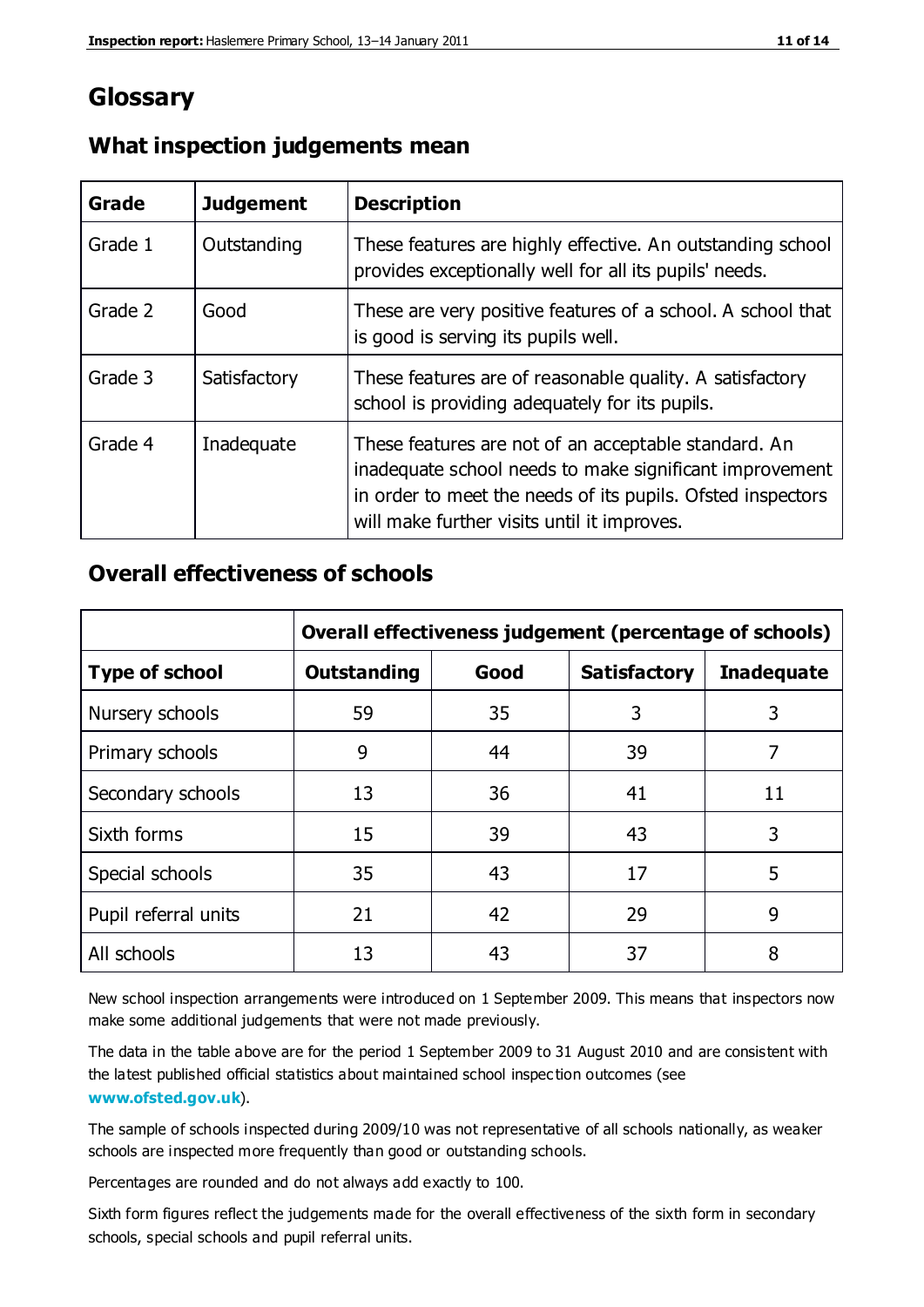# Glossary

## What inspection judgements mean

| Grade | Judgement | Description |
|---|---|---|
| Grade 1 | Outstanding | These features are highly effective. An outstanding school provides exceptionally well for all its pupils' needs. |
| Grade 2 | Good | These are very positive features of a school. A school that is good is serving its pupils well. |
| Grade 3 | Satisfactory | These features are of reasonable quality. A satisfactory school is providing adequately for its pupils. |
| Grade 4 | Inadequate | These features are not of an acceptable standard. An inadequate school needs to make significant improvement in order to meet the needs of its pupils. Ofsted inspectors will make further visits until it improves. |

## Overall effectiveness of schools

| | Overall effectiveness judgement (percentage of schools) | | | |
|---|---|---|---|---|
| **Type of school** | **Outstanding** | **Good** | **Satisfactory** | **Inadequate** |
| Nursery schools | 59 | 35 | 3 | 3 |
| Primary schools | 9 | 44 | 39 | 7 |
| Secondary schools | 13 | 36 | 41 | 11 |
| Sixth forms | 15 | 39 | 43 | 3 |
| Special schools | 35 | 43 | 17 | 5 |
| Pupil referral units | 21 | 42 | 29 | 9 |
| All schools | 13 | 43 | 37 | 8 |

New school inspection arrangements were introduced on 1 September 2009. This means that inspectors now make some additional judgements that were not made previously.

The data in the table above are for the period 1 September 2009 to 31 August 2010 and are consistent with the latest published official statistics about maintained school inspection outcomes (see **www.ofsted.gov.uk**).

The sample of schools inspected during 2009/10 was not representative of all schools nationally, as weaker schools are inspected more frequently than good or outstanding schools.

Percentages are rounded and do not always add exactly to 100.

Sixth form figures reflect the judgements made for the overall effectiveness of the sixth form in secondary schools, special schools and pupil referral units.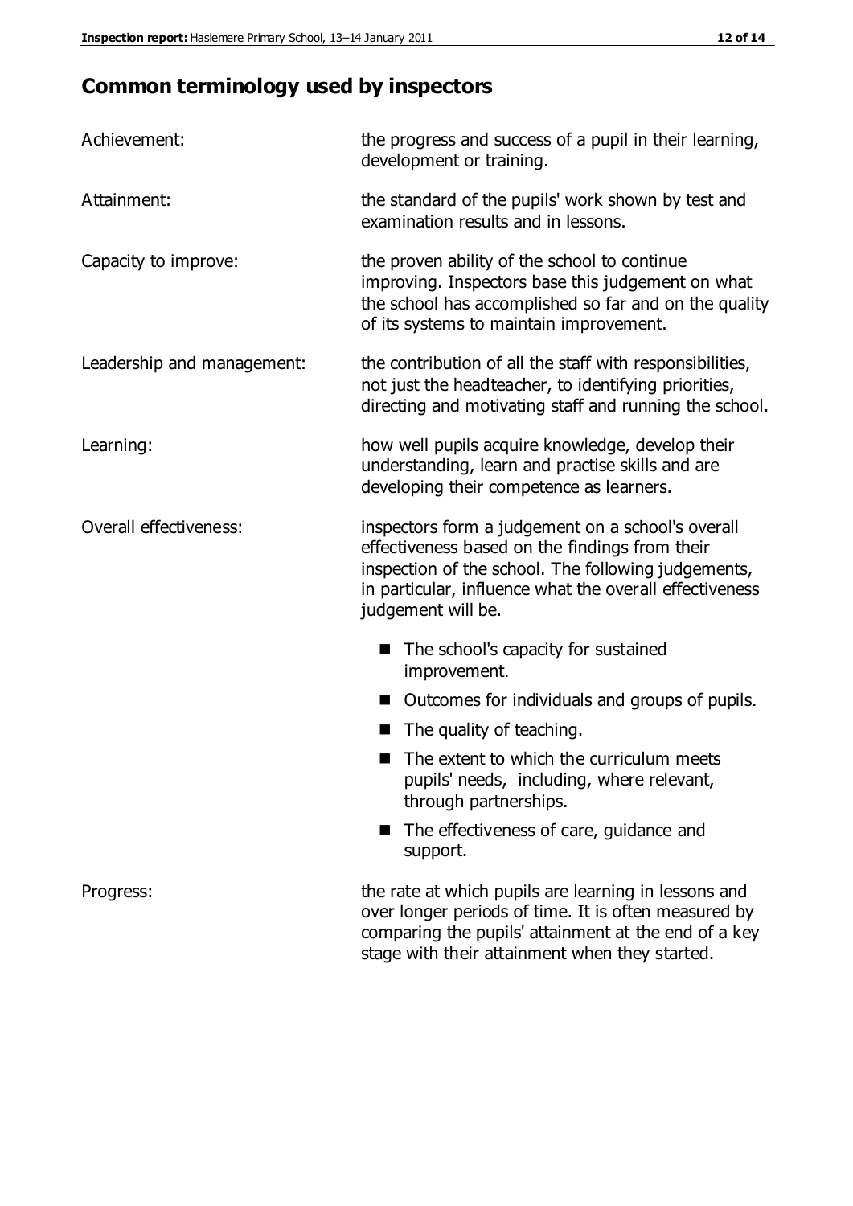## Common terminology used by inspectors

| | |
|---|---|
| Achievement: | the progress and success of a pupil in their learning, development or training. |
| Attainment: | the standard of the pupils' work shown by test and examination results and in lessons. |
| Capacity to improve: | the proven ability of the school to continue improving. Inspectors base this judgement on what the school has accomplished so far and on the quality of its systems to maintain improvement. |
| Leadership and management: | the contribution of all the staff with responsibilities, not just the headteacher, to identifying priorities, directing and motivating staff and running the school. |
| Learning: | how well pupils acquire knowledge, develop their understanding, learn and practise skills and are developing their competence as learners. |
| Overall effectiveness: | inspectors form a judgement on a school's overall effectiveness based on the findings from their inspection of the school. The following judgements, in particular, influence what the overall effectiveness judgement will be. <br>■ The school's capacity for sustained improvement.<br>■ Outcomes for individuals and groups of pupils.<br>■ The quality of teaching.<br>■ The extent to which the curriculum meets pupils' needs, including, where relevant, through partnerships.<br>■ The effectiveness of care, guidance and support. |
| Progress: | the rate at which pupils are learning in lessons and over longer periods of time. It is often measured by comparing the pupils' attainment at the end of a key stage with their attainment when they started. |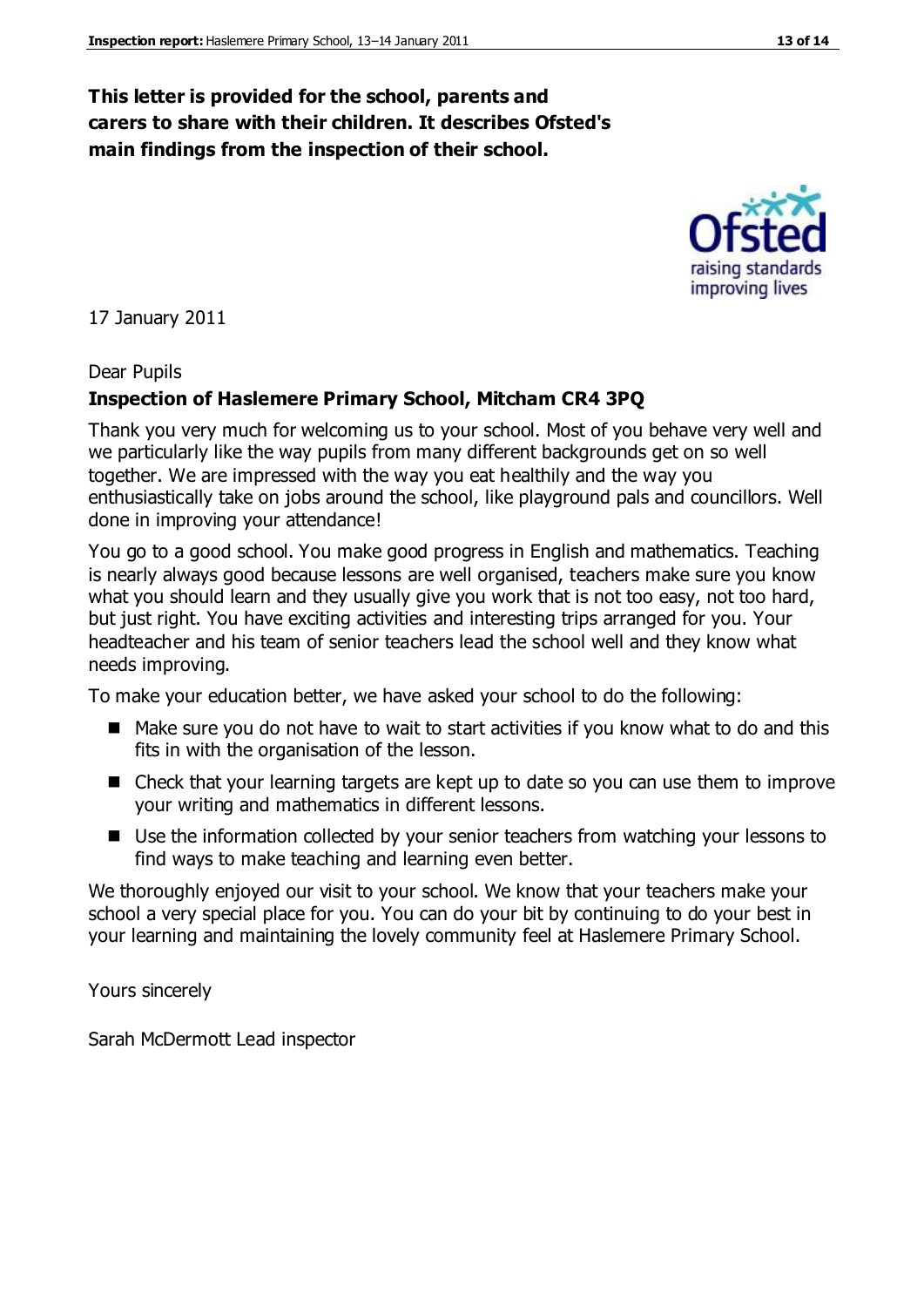**This letter is provided for the school, parents and carers to share with their children. It describes Ofsted's main findings from the inspection of their school.**

17 January 2011

Dear Pupils

**Inspection of Haslemere Primary School, Mitcham CR4 3PQ**

Thank you very much for welcoming us to your school. Most of you behave very well and we particularly like the way pupils from many different backgrounds get on so well together. We are impressed with the way you eat healthily and the way you enthusiastically take on jobs around the school, like playground pals and councillors. Well done in improving your attendance!

You go to a good school. You make good progress in English and mathematics. Teaching is nearly always good because lessons are well organised, teachers make sure you know what you should learn and they usually give you work that is not too easy, not too hard, but just right. You have exciting activities and interesting trips arranged for you. Your headteacher and his team of senior teachers lead the school well and they know what needs improving.

To make your education better, we have asked your school to do the following:

- Make sure you do not have to wait to start activities if you know what to do and this fits in with the organisation of the lesson.
- Check that your learning targets are kept up to date so you can use them to improve your writing and mathematics in different lessons.
- Use the information collected by your senior teachers from watching your lessons to find ways to make teaching and learning even better.

We thoroughly enjoyed our visit to your school. We know that your teachers make your school a very special place for you. You can do your bit by continuing to do your best in your learning and maintaining the lovely community feel at Haslemere Primary School.

Yours sincerely

Sarah McDermott Lead inspector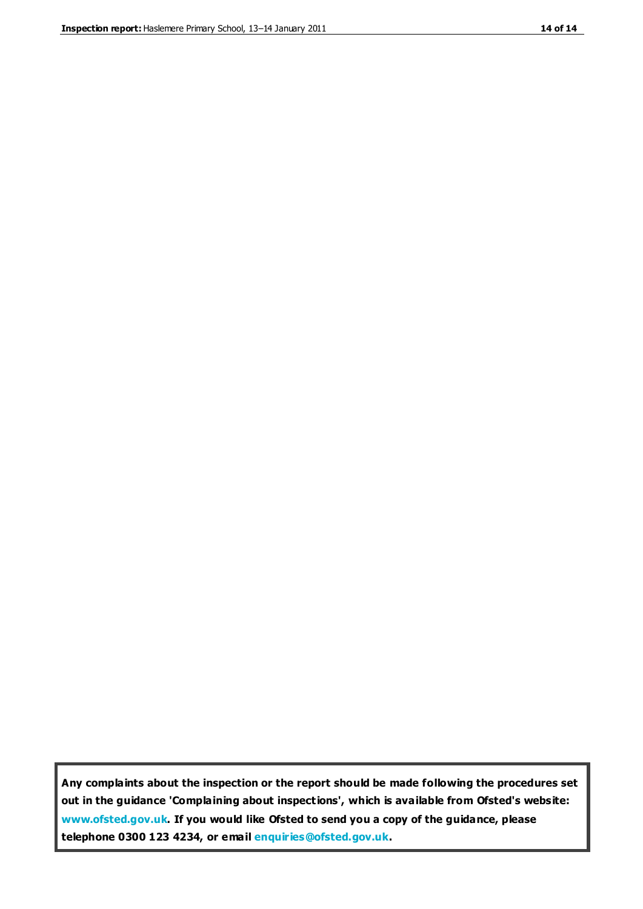**Any complaints about the inspection or the report should be made following the procedures set out in the guidance 'Complaining about inspections', which is available from Ofsted's website: www.ofsted.gov.uk. If you would like Ofsted to send you a copy of the guidance, please telephone 0300 123 4234, or email enquiries@ofsted.gov.uk.**